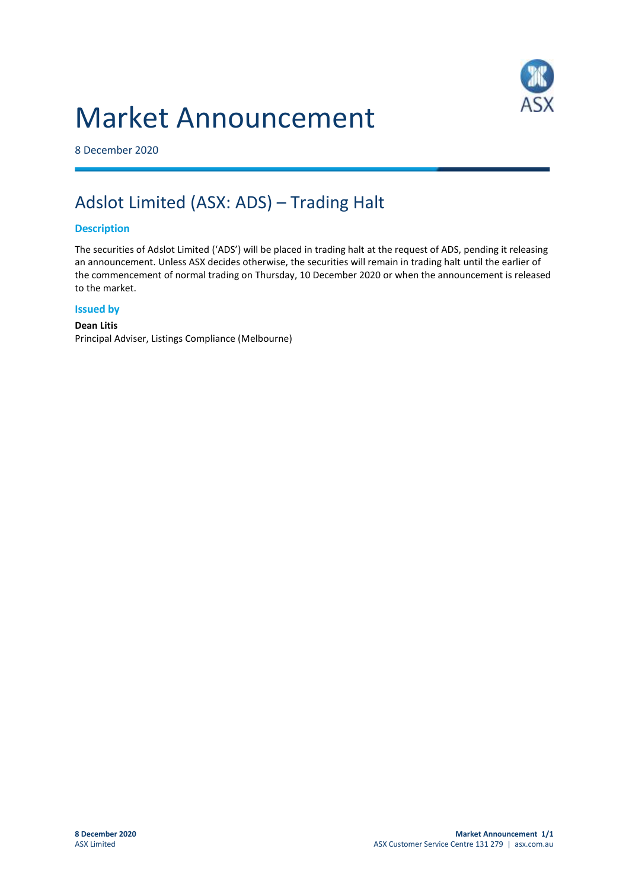# Market Announcement

8 December 2020

## Adslot Limited (ASX: ADS) – Trading Halt

### Description

The securities of Adslot Limited ('ADS') will be placed in trading halt at the request of ADS, pending it releasing an announcement. Unless ASX decides otherwise, the securities will remain in trading halt until the earlier of the commencement of normal trading on Thursday, 10 December 2020 or when the announcement is released to the market.

### Issued by

**Dean Litis**
Principal Adviser, Listings Compliance (Melbourne)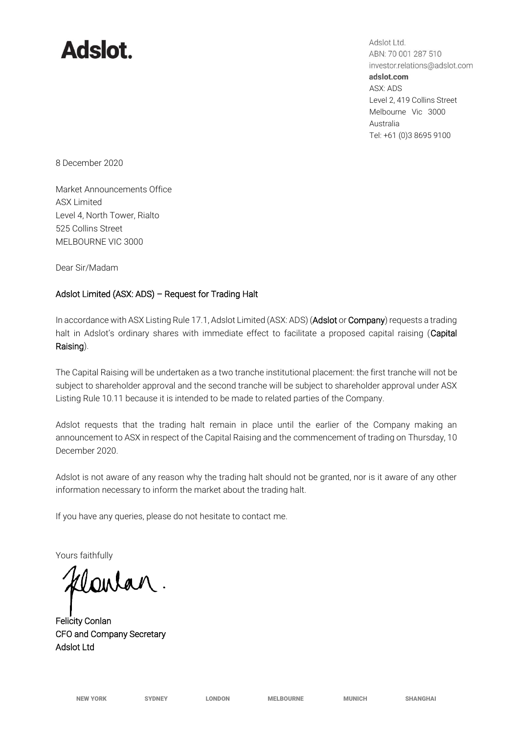# Adslot.

Adslot Ltd.
ABN: 70 001 287 510
investor.relations@adslot.com
**adslot.com**
ASX: ADS
Level 2, 419 Collins Street
Melbourne Vic 3000
Australia
Tel: +61 (0)3 8695 9100

8 December 2020

Market Announcements Office
ASX Limited
Level 4, North Tower, Rialto
525 Collins Street
MELBOURNE VIC 3000

Dear Sir/Madam

**Adslot Limited (ASX: ADS) – Request for Trading Halt**

In accordance with ASX Listing Rule 17.1, Adslot Limited (ASX: ADS) (**Adslot** or **Company**) requests a trading halt in Adslot's ordinary shares with immediate effect to facilitate a proposed capital raising (**Capital Raising**).

The Capital Raising will be undertaken as a two tranche institutional placement: the first tranche will not be subject to shareholder approval and the second tranche will be subject to shareholder approval under ASX Listing Rule 10.11 because it is intended to be made to related parties of the Company.

Adslot requests that the trading halt remain in place until the earlier of the Company making an announcement to ASX in respect of the Capital Raising and the commencement of trading on Thursday, 10 December 2020.

Adslot is not aware of any reason why the trading halt should not be granted, nor is it aware of any other information necessary to inform the market about the trading halt.

If you have any queries, please do not hesitate to contact me.

Yours faithfully

**Felicity Conlan**
**CFO and Company Secretary**
**Adslot Ltd**

NEW YORK SYDNEY LONDON MELBOURNE MUNICH SHANGHAI